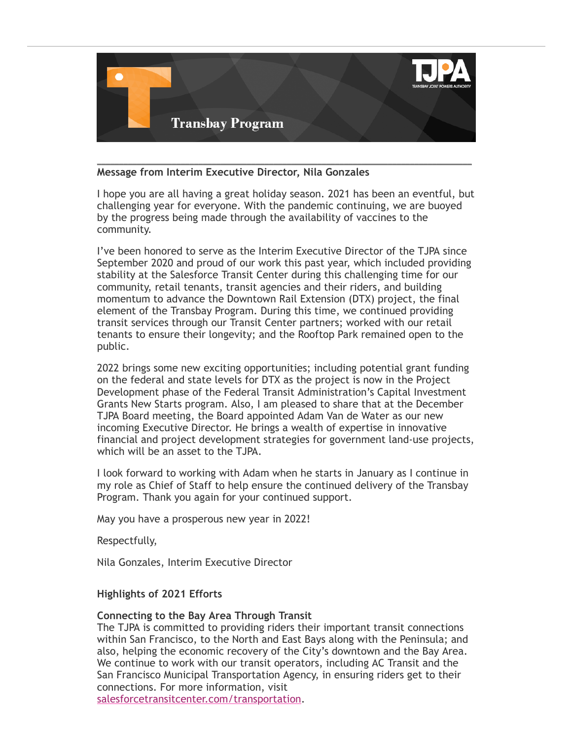# Transbay Program

TJPA

TRANSBAY JOINT POWERS AUTHORITY

---

**Message from Interim Executive Director, Nila Gonzales**

I hope you are all having a great holiday season. 2021 has been an eventful, but challenging year for everyone. With the pandemic continuing, we are buoyed by the progress being made through the availability of vaccines to the community.

I've been honored to serve as the Interim Executive Director of the TJPA since September 2020 and proud of our work this past year, which included providing stability at the Salesforce Transit Center during this challenging time for our community, retail tenants, transit agencies and their riders, and building momentum to advance the Downtown Rail Extension (DTX) project, the final element of the Transbay Program. During this time, we continued providing transit services through our Transit Center partners; worked with our retail tenants to ensure their longevity; and the Rooftop Park remained open to the public.

2022 brings some new exciting opportunities; including potential grant funding on the federal and state levels for DTX as the project is now in the Project Development phase of the Federal Transit Administration's Capital Investment Grants New Starts program. Also, I am pleased to share that at the December TJPA Board meeting, the Board appointed Adam Van de Water as our new incoming Executive Director. He brings a wealth of expertise in innovative financial and project development strategies for government land-use projects, which will be an asset to the TJPA.

I look forward to working with Adam when he starts in January as I continue in my role as Chief of Staff to help ensure the continued delivery of the Transbay Program. Thank you again for your continued support.

May you have a prosperous new year in 2022!

Respectfully,

Nila Gonzales, Interim Executive Director

**Highlights of 2021 Efforts**

**Connecting to the Bay Area Through Transit**

The TJPA is committed to providing riders their important transit connections within San Francisco, to the North and East Bays along with the Peninsula; and also, helping the economic recovery of the City's downtown and the Bay Area. We continue to work with our transit operators, including AC Transit and the San Francisco Municipal Transportation Agency, in ensuring riders get to their connections. For more information, visit salesforcetransitcenter.com/transportation.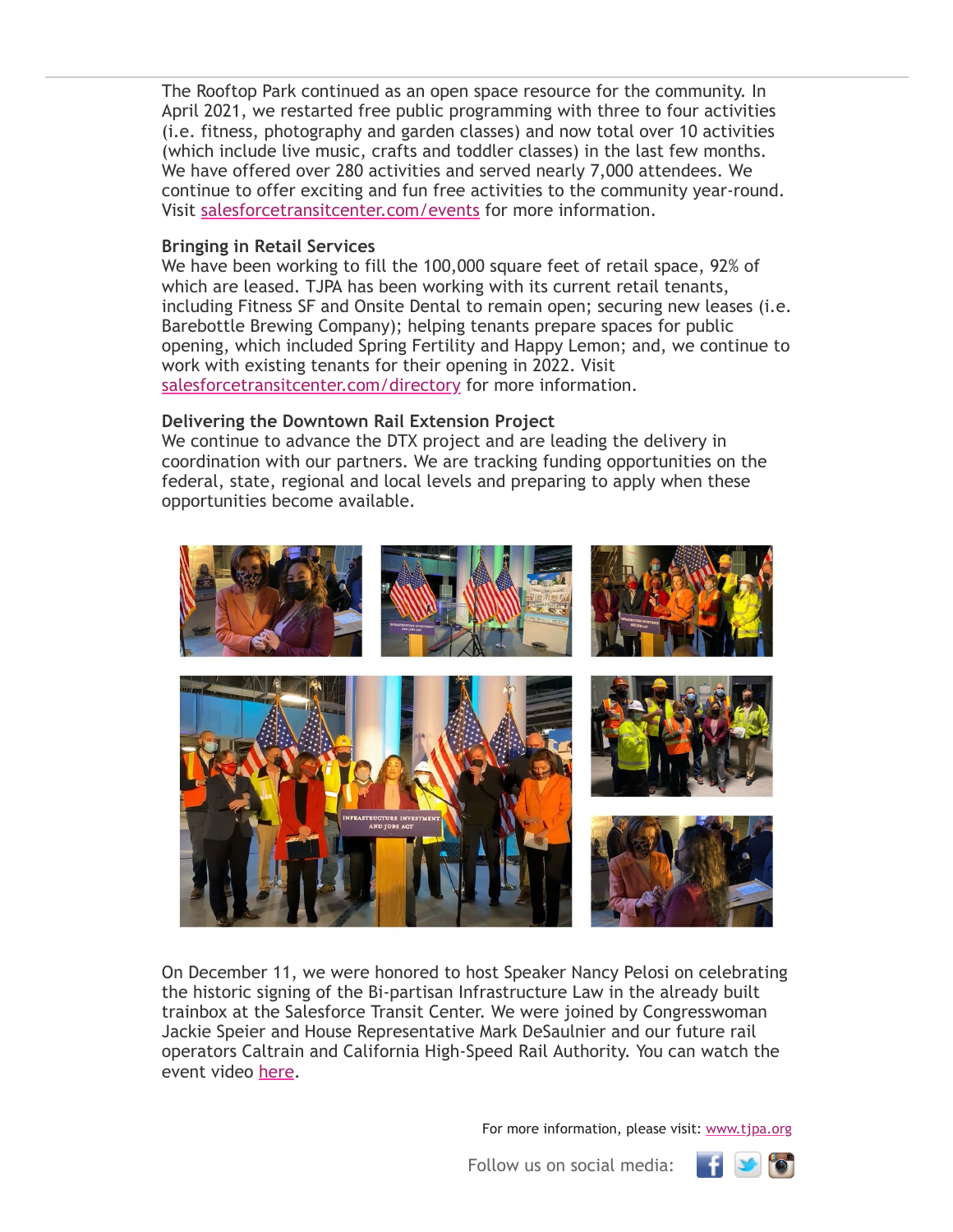The Rooftop Park continued as an open space resource for the community. In April 2021, we restarted free public programming with three to four activities (i.e. fitness, photography and garden classes) and now total over 10 activities (which include live music, crafts and toddler classes) in the last few months. We have offered over 280 activities and served nearly 7,000 attendees. We continue to offer exciting and fun free activities to the community year-round. Visit salesforcetransitcenter.com/events for more information.

**Bringing in Retail Services**

We have been working to fill the 100,000 square feet of retail space, 92% of which are leased. TJPA has been working with its current retail tenants, including Fitness SF and Onsite Dental to remain open; securing new leases (i.e. Barebottle Brewing Company); helping tenants prepare spaces for public opening, which included Spring Fertility and Happy Lemon; and, we continue to work with existing tenants for their opening in 2022. Visit salesforcetransitcenter.com/directory for more information.

**Delivering the Downtown Rail Extension Project**

We continue to advance the DTX project and are leading the delivery in coordination with our partners. We are tracking funding opportunities on the federal, state, regional and local levels and preparing to apply when these opportunities become available.

On December 11, we were honored to host Speaker Nancy Pelosi on celebrating the historic signing of the Bi-partisan Infrastructure Law in the already built trainbox at the Salesforce Transit Center. We were joined by Congresswoman Jackie Speier and House Representative Mark DeSaulnier and our future rail operators Caltrain and California High-Speed Rail Authority. You can watch the event video here.

For more information, please visit: www.tjpa.org

Follow us on social media: